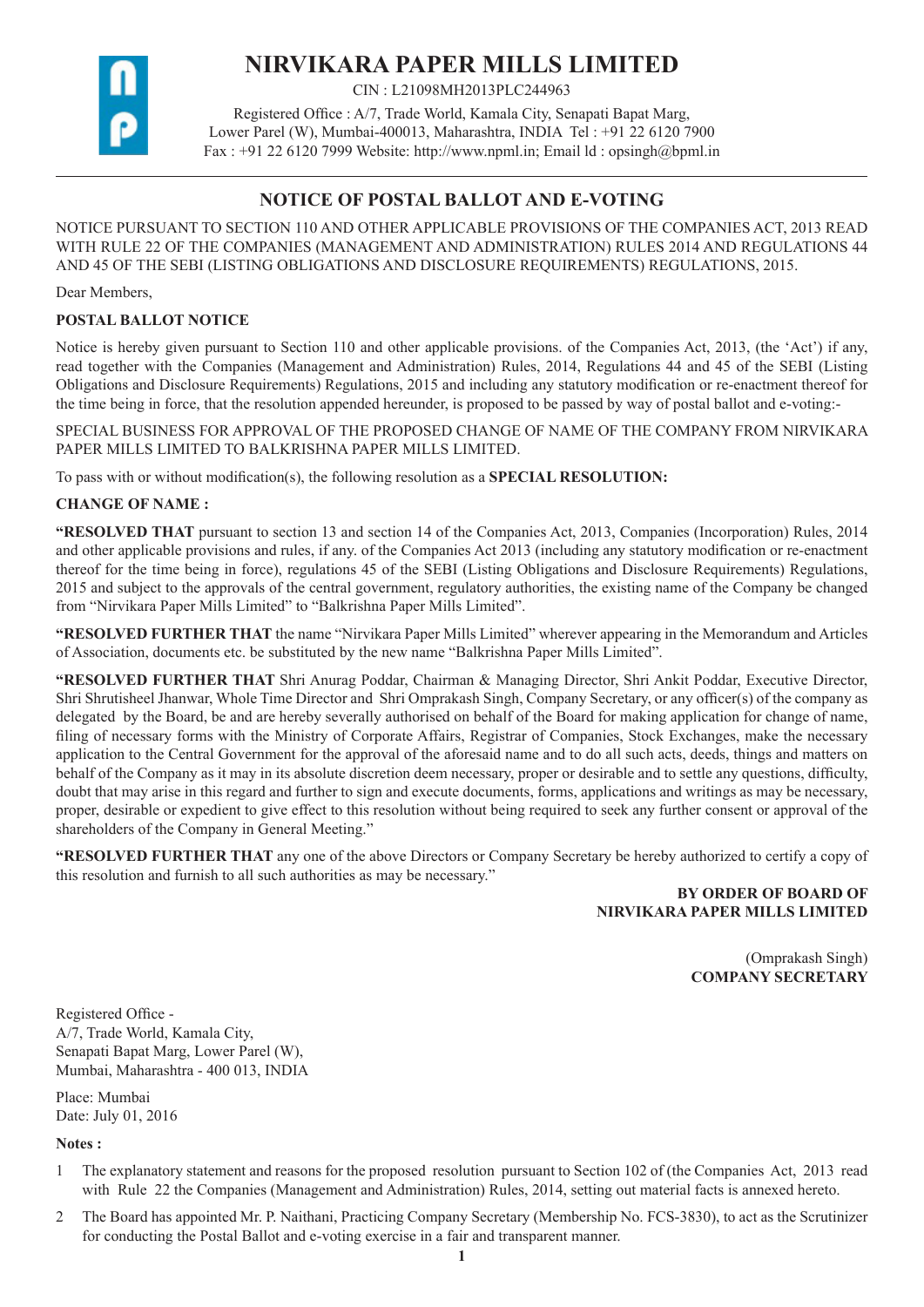# NIRVIKARA PAPER MILLS LIMITED

CIN : L21098MH2013PLC244963

Registered Office : A/7, Trade World, Kamala City, Senapati Bapat Marg, Lower Parel (W), Mumbai-400013, Maharashtra, INDIA Tel : +91 22 6120 7900 Fax : +91 22 6120 7999 Website: http://www.npml.in; Email ld : opsingh@bpml.in

## NOTICE OF POSTAL BALLOT AND E-VOTING

NOTICE PURSUANT TO SECTION 110 AND OTHER APPLICABLE PROVISIONS OF THE COMPANIES ACT, 2013 READ WITH RULE 22 OF THE COMPANIES (MANAGEMENT AND ADMINISTRATION) RULES 2014 AND REGULATIONS 44 AND 45 OF THE SEBI (LISTING OBLIGATIONS AND DISCLOSURE REQUIREMENTS) REGULATIONS, 2015.

Dear Members,

**POSTAL BALLOT NOTICE**

Notice is hereby given pursuant to Section 110 and other applicable provisions. of the Companies Act, 2013, (the 'Act') if any, read together with the Companies (Management and Administration) Rules, 2014, Regulations 44 and 45 of the SEBI (Listing Obligations and Disclosure Requirements) Regulations, 2015 and including any statutory modification or re-enactment thereof for the time being in force, that the resolution appended hereunder, is proposed to be passed by way of postal ballot and e-voting:-

SPECIAL BUSINESS FOR APPROVAL OF THE PROPOSED CHANGE OF NAME OF THE COMPANY FROM NIRVIKARA PAPER MILLS LIMITED TO BALKRISHNA PAPER MILLS LIMITED.

To pass with or without modification(s), the following resolution as a **SPECIAL RESOLUTION:**

**CHANGE OF NAME :**

**"RESOLVED THAT** pursuant to section 13 and section 14 of the Companies Act, 2013, Companies (Incorporation) Rules, 2014 and other applicable provisions and rules, if any. of the Companies Act 2013 (including any statutory modification or re-enactment thereof for the time being in force), regulations 45 of the SEBI (Listing Obligations and Disclosure Requirements) Regulations, 2015 and subject to the approvals of the central government, regulatory authorities, the existing name of the Company be changed from "Nirvikara Paper Mills Limited" to "Balkrishna Paper Mills Limited".

**"RESOLVED FURTHER THAT** the name "Nirvikara Paper Mills Limited" wherever appearing in the Memorandum and Articles of Association, documents etc. be substituted by the new name "Balkrishna Paper Mills Limited".

**"RESOLVED FURTHER THAT** Shri Anurag Poddar, Chairman & Managing Director, Shri Ankit Poddar, Executive Director, Shri Shrutisheel Jhanwar, Whole Time Director and Shri Omprakash Singh, Company Secretary, or any officer(s) of the company as delegated by the Board, be and are hereby severally authorised on behalf of the Board for making application for change of name, filing of necessary forms with the Ministry of Corporate Affairs, Registrar of Companies, Stock Exchanges, make the necessary application to the Central Government for the approval of the aforesaid name and to do all such acts, deeds, things and matters on behalf of the Company as it may in its absolute discretion deem necessary, proper or desirable and to settle any questions, difficulty, doubt that may arise in this regard and further to sign and execute documents, forms, applications and writings as may be necessary, proper, desirable or expedient to give effect to this resolution without being required to seek any further consent or approval of the shareholders of the Company in General Meeting."

**"RESOLVED FURTHER THAT** any one of the above Directors or Company Secretary be hereby authorized to certify a copy of this resolution and furnish to all such authorities as may be necessary."

**BY ORDER OF BOARD OF NIRVIKARA PAPER MILLS LIMITED**

(Omprakash Singh)
**COMPANY SECRETARY**

Registered Office -
A/7, Trade World, Kamala City,
Senapati Bapat Marg, Lower Parel (W),
Mumbai, Maharashtra - 400 013, INDIA

Place: Mumbai
Date: July 01, 2016

**Notes :**

1. The explanatory statement and reasons for the proposed resolution pursuant to Section 102 of (the Companies Act, 2013 read with Rule 22 the Companies (Management and Administration) Rules, 2014, setting out material facts is annexed hereto.
2. The Board has appointed Mr. P. Naithani, Practicing Company Secretary (Membership No. FCS-3830), to act as the Scrutinizer for conducting the Postal Ballot and e-voting exercise in a fair and transparent manner.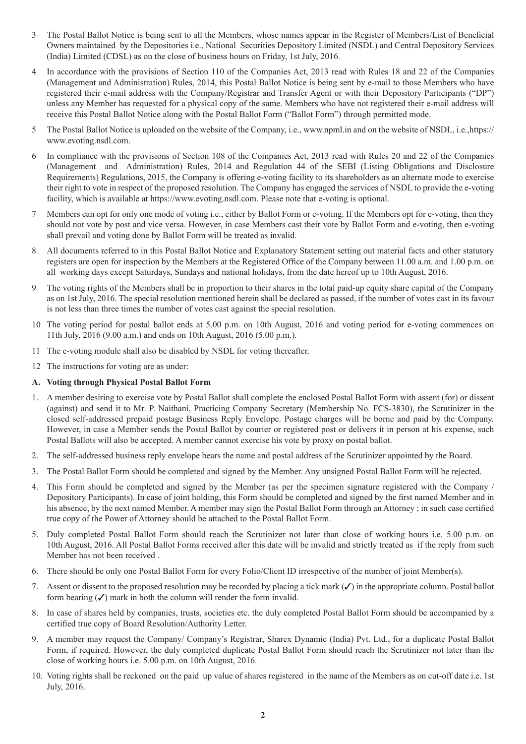3 The Postal Ballot Notice is being sent to all the Members, whose names appear in the Register of Members/List of Beneficial Owners maintained by the Depositories i.e., National Securities Depository Limited (NSDL) and Central Depository Services (India) Limited (CDSL) as on the close of business hours on Friday, 1st July, 2016.

4 In accordance with the provisions of Section 110 of the Companies Act, 2013 read with Rules 18 and 22 of the Companies (Management and Administration) Rules, 2014, this Postal Ballot Notice is being sent by e-mail to those Members who have registered their e-mail address with the Company/Registrar and Transfer Agent or with their Depository Participants ("DP") unless any Member has requested for a physical copy of the same. Members who have not registered their e-mail address will receive this Postal Ballot Notice along with the Postal Ballot Form ("Ballot Form") through permitted mode.

5 The Postal Ballot Notice is uploaded on the website of the Company, i.e., www.npml.in and on the website of NSDL, i.e.,https://www.evoting.nsdl.com.

6 In compliance with the provisions of Section 108 of the Companies Act, 2013 read with Rules 20 and 22 of the Companies (Management and Administration) Rules, 2014 and Regulation 44 of the SEBI (Listing Obligations and Disclosure Requirements) Regulations, 2015, the Company is offering e-voting facility to its shareholders as an alternate mode to exercise their right to vote in respect of the proposed resolution. The Company has engaged the services of NSDL to provide the e-voting facility, which is available at https://www.evoting.nsdl.com. Please note that e-voting is optional.

7 Members can opt for only one mode of voting i.e., either by Ballot Form or e-voting. If the Members opt for e-voting, then they should not vote by post and vice versa. However, in case Members cast their vote by Ballot Form and e-voting, then e-voting shall prevail and voting done by Ballot Form will be treated as invalid.

8 All documents referred to in this Postal Ballot Notice and Explanatory Statement setting out material facts and other statutory registers are open for inspection by the Members at the Registered Office of the Company between 11.00 a.m. and 1.00 p.m. on all working days except Saturdays, Sundays and national holidays, from the date hereof up to 10th August, 2016.

9 The voting rights of the Members shall be in proportion to their shares in the total paid-up equity share capital of the Company as on 1st July, 2016. The special resolution mentioned herein shall be declared as passed, if the number of votes cast in its favour is not less than three times the number of votes cast against the special resolution.

10 The voting period for postal ballot ends at 5.00 p.m. on 10th August, 2016 and voting period for e-voting commences on 11th July, 2016 (9.00 a.m.) and ends on 10th August, 2016 (5.00 p.m.).

11 The e-voting module shall also be disabled by NSDL for voting thereafter.

12 The instructions for voting are as under:

**A. Voting through Physical Postal Ballot Form**

1. A member desiring to exercise vote by Postal Ballot shall complete the enclosed Postal Ballot Form with assent (for) or dissent (against) and send it to Mr. P. Naithani, Practicing Company Secretary (Membership No. FCS-3830), the Scrutinizer in the closed self-addressed prepaid postage Business Reply Envelope. Postage charges will be borne and paid by the Company. However, in case a Member sends the Postal Ballot by courier or registered post or delivers it in person at his expense, such Postal Ballots will also be accepted. A member cannot exercise his vote by proxy on postal ballot.
2. The self-addressed business reply envelope bears the name and postal address of the Scrutinizer appointed by the Board.
3. The Postal Ballot Form should be completed and signed by the Member. Any unsigned Postal Ballot Form will be rejected.
4. This Form should be completed and signed by the Member (as per the specimen signature registered with the Company / Depository Participants). In case of joint holding, this Form should be completed and signed by the first named Member and in his absence, by the next named Member. A member may sign the Postal Ballot Form through an Attorney ; in such case certified true copy of the Power of Attorney should be attached to the Postal Ballot Form.
5. Duly completed Postal Ballot Form should reach the Scrutinizer not later than close of working hours i.e. 5.00 p.m. on 10th August, 2016. All Postal Ballot Forms received after this date will be invalid and strictly treated as if the reply from such Member has not been received .
6. There should be only one Postal Ballot Form for every Folio/Client ID irrespective of the number of joint Member(s).
7. Assent or dissent to the proposed resolution may be recorded by placing a tick mark (✓) in the appropriate column. Postal ballot form bearing (✓) mark in both the column will render the form invalid.
8. In case of shares held by companies, trusts, societies etc. the duly completed Postal Ballot Form should be accompanied by a certified true copy of Board Resolution/Authority Letter.
9. A member may request the Company/ Company's Registrar, Sharex Dynamic (India) Pvt. Ltd., for a duplicate Postal Ballot Form, if required. However, the duly completed duplicate Postal Ballot Form should reach the Scrutinizer not later than the close of working hours i.e. 5.00 p.m. on 10th August, 2016.
10. Voting rights shall be reckoned on the paid up value of shares registered in the name of the Members as on cut-off date i.e. 1st July, 2016.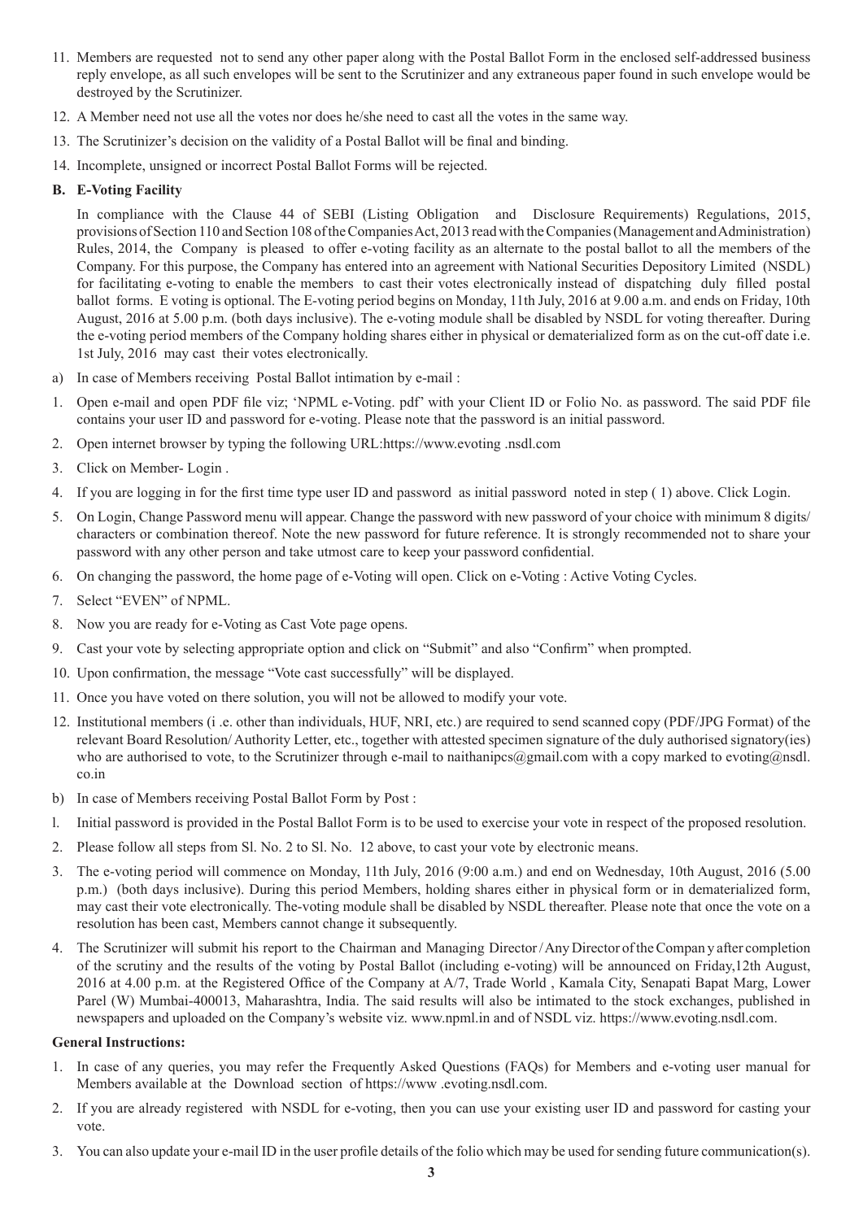11. Members are requested not to send any other paper along with the Postal Ballot Form in the enclosed self-addressed business reply envelope, as all such envelopes will be sent to the Scrutinizer and any extraneous paper found in such envelope would be destroyed by the Scrutinizer.
12. A Member need not use all the votes nor does he/she need to cast all the votes in the same way.
13. The Scrutinizer's decision on the validity of a Postal Ballot will be final and binding.
14. Incomplete, unsigned or incorrect Postal Ballot Forms will be rejected.

**B. E-Voting Facility**

In compliance with the Clause 44 of SEBI (Listing Obligation and Disclosure Requirements) Regulations, 2015, provisions of Section 110 and Section 108 of the Companies Act, 2013 read with the Companies (Management and Administration) Rules, 2014, the Company is pleased to offer e-voting facility as an alternate to the postal ballot to all the members of the Company. For this purpose, the Company has entered into an agreement with National Securities Depository Limited (NSDL) for facilitating e-voting to enable the members to cast their votes electronically instead of dispatching duly filled postal ballot forms. E voting is optional. The E-voting period begins on Monday, 11th July, 2016 at 9.00 a.m. and ends on Friday, 10th August, 2016 at 5.00 p.m. (both days inclusive). The e-voting module shall be disabled by NSDL for voting thereafter. During the e-voting period members of the Company holding shares either in physical or dematerialized form as on the cut-off date i.e. 1st July, 2016 may cast their votes electronically.

a) In case of Members receiving Postal Ballot intimation by e-mail :

1. Open e-mail and open PDF file viz; 'NPML e-Voting. pdf' with your Client ID or Folio No. as password. The said PDF file contains your user ID and password for e-voting. Please note that the password is an initial password.
2. Open internet browser by typing the following URL:https://www.evoting .nsdl.com
3. Click on Member- Login .
4. If you are logging in for the first time type user ID and password as initial password noted in step ( 1) above. Click Login.
5. On Login, Change Password menu will appear. Change the password with new password of your choice with minimum 8 digits/ characters or combination thereof. Note the new password for future reference. It is strongly recommended not to share your password with any other person and take utmost care to keep your password confidential.
6. On changing the password, the home page of e-Voting will open. Click on e-Voting : Active Voting Cycles.
7. Select "EVEN" of NPML.
8. Now you are ready for e-Voting as Cast Vote page opens.
9. Cast your vote by selecting appropriate option and click on "Submit" and also "Confirm" when prompted.
10. Upon confirmation, the message "Vote cast successfully" will be displayed.
11. Once you have voted on there solution, you will not be allowed to modify your vote.
12. Institutional members (i .e. other than individuals, HUF, NRI, etc.) are required to send scanned copy (PDF/JPG Format) of the relevant Board Resolution/ Authority Letter, etc., together with attested specimen signature of the duly authorised signatory(ies) who are authorised to vote, to the Scrutinizer through e-mail to naithanipcs@gmail.com with a copy marked to evoting@nsdl.co.in

b) In case of Members receiving Postal Ballot Form by Post :

1. Initial password is provided in the Postal Ballot Form is to be used to exercise your vote in respect of the proposed resolution.
2. Please follow all steps from Sl. No. 2 to Sl. No. 12 above, to cast your vote by electronic means.
3. The e-voting period will commence on Monday, 11th July, 2016 (9:00 a.m.) and end on Wednesday, 10th August, 2016 (5.00 p.m.) (both days inclusive). During this period Members, holding shares either in physical form or in dematerialized form, may cast their vote electronically. The-voting module shall be disabled by NSDL thereafter. Please note that once the vote on a resolution has been cast, Members cannot change it subsequently.
4. The Scrutinizer will submit his report to the Chairman and Managing Director / Any Director of the Compan y after completion of the scrutiny and the results of the voting by Postal Ballot (including e-voting) will be announced on Friday,12th August, 2016 at 4.00 p.m. at the Registered Office of the Company at A/7, Trade World , Kamala City, Senapati Bapat Marg, Lower Parel (W) Mumbai-400013, Maharashtra, India. The said results will also be intimated to the stock exchanges, published in newspapers and uploaded on the Company's website viz. www.npml.in and of NSDL viz. https://www.evoting.nsdl.com.

**General Instructions:**

1. In case of any queries, you may refer the Frequently Asked Questions (FAQs) for Members and e-voting user manual for Members available at the Download section of https://www .evoting.nsdl.com.
2. If you are already registered with NSDL for e-voting, then you can use your existing user ID and password for casting your vote.
3. You can also update your e-mail ID in the user profile details of the folio which may be used for sending future communication(s).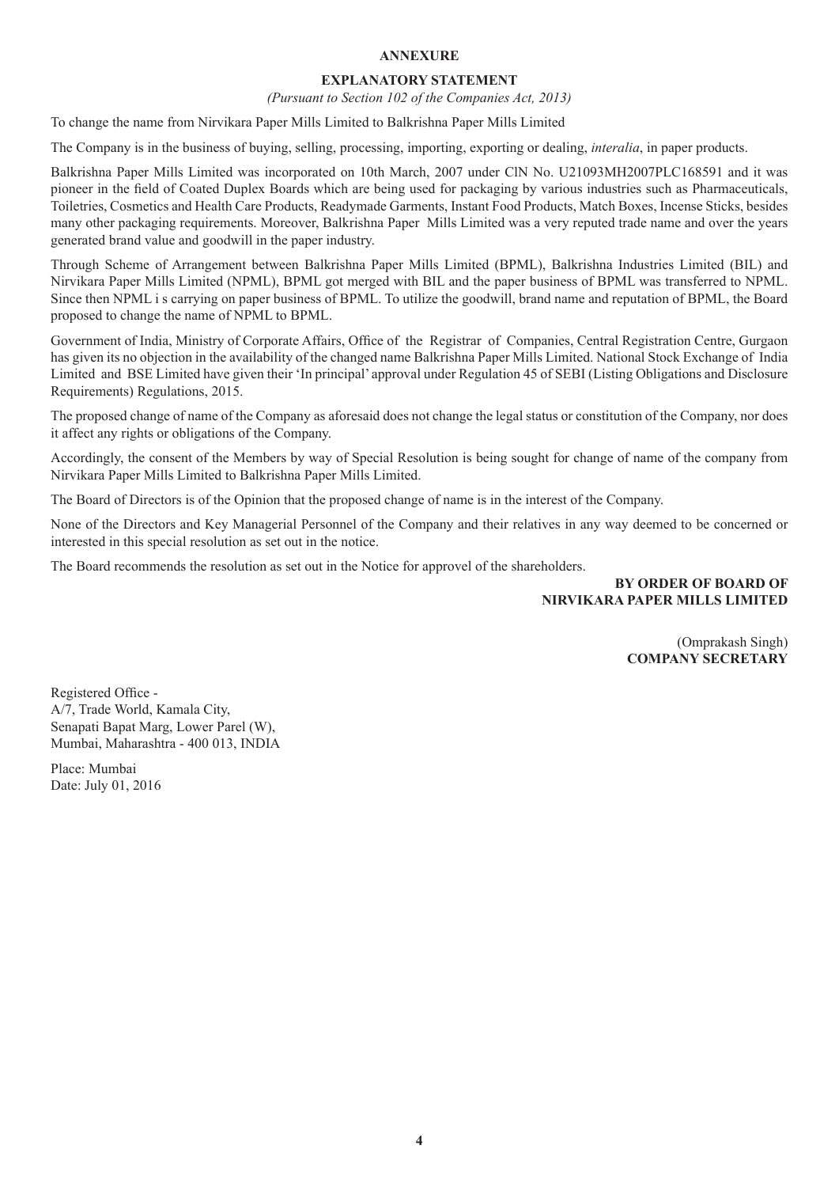# ANNEXURE

## EXPLANATORY STATEMENT

*(Pursuant to Section 102 of the Companies Act, 2013)*

To change the name from Nirvikara Paper Mills Limited to Balkrishna Paper Mills Limited

The Company is in the business of buying, selling, processing, importing, exporting or dealing, *interalia*, in paper products.

Balkrishna Paper Mills Limited was incorporated on 10th March, 2007 under ClN No. U21093MH2007PLC168591 and it was pioneer in the field of Coated Duplex Boards which are being used for packaging by various industries such as Pharmaceuticals, Toiletries, Cosmetics and Health Care Products, Readymade Garments, Instant Food Products, Match Boxes, Incense Sticks, besides many other packaging requirements. Moreover, Balkrishna Paper Mills Limited was a very reputed trade name and over the years generated brand value and goodwill in the paper industry.

Through Scheme of Arrangement between Balkrishna Paper Mills Limited (BPML), Balkrishna Industries Limited (BIL) and Nirvikara Paper Mills Limited (NPML), BPML got merged with BIL and the paper business of BPML was transferred to NPML. Since then NPML i s carrying on paper business of BPML. To utilize the goodwill, brand name and reputation of BPML, the Board proposed to change the name of NPML to BPML.

Government of India, Ministry of Corporate Affairs, Office of the Registrar of Companies, Central Registration Centre, Gurgaon has given its no objection in the availability of the changed name Balkrishna Paper Mills Limited. National Stock Exchange of India Limited and BSE Limited have given their 'In principal' approval under Regulation 45 of SEBI (Listing Obligations and Disclosure Requirements) Regulations, 2015.

The proposed change of name of the Company as aforesaid does not change the legal status or constitution of the Company, nor does it affect any rights or obligations of the Company.

Accordingly, the consent of the Members by way of Special Resolution is being sought for change of name of the company from Nirvikara Paper Mills Limited to Balkrishna Paper Mills Limited.

The Board of Directors is of the Opinion that the proposed change of name is in the interest of the Company.

None of the Directors and Key Managerial Personnel of the Company and their relatives in any way deemed to be concerned or interested in this special resolution as set out in the notice.

The Board recommends the resolution as set out in the Notice for approvel of the shareholders.

**BY ORDER OF BOARD OF NIRVIKARA PAPER MILLS LIMITED**

(Omprakash Singh)
**COMPANY SECRETARY**

Registered Office -
A/7, Trade World, Kamala City,
Senapati Bapat Marg, Lower Parel (W),
Mumbai, Maharashtra - 400 013, INDIA

Place: Mumbai
Date: July 01, 2016